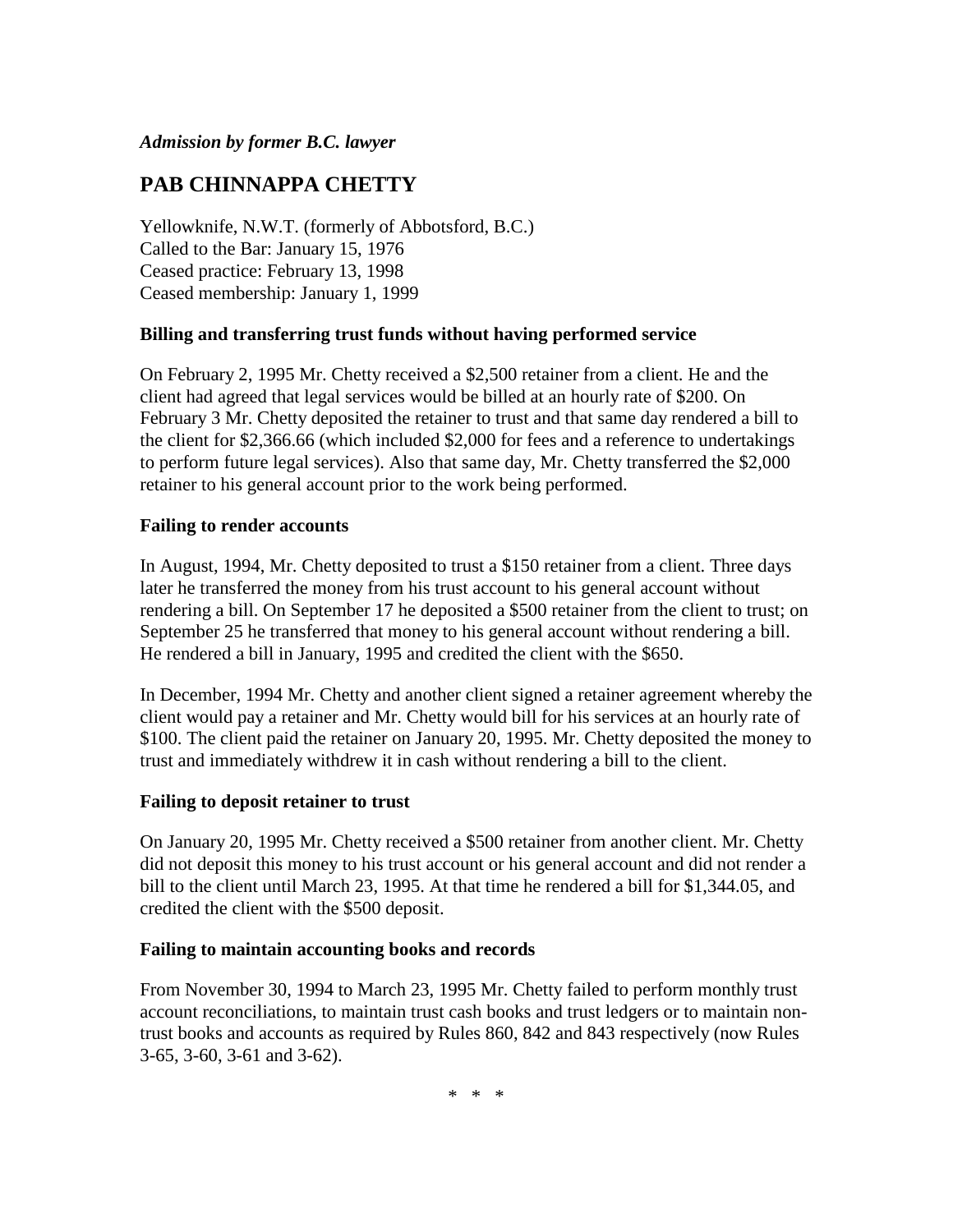*Admission by former B.C. lawyer*

## PAB CHINNAPPA CHETTY

Yellowknife, N.W.T. (formerly of Abbotsford, B.C.)
Called to the Bar: January 15, 1976
Ceased practice: February 13, 1998
Ceased membership: January 1, 1999

### Billing and transferring trust funds without having performed service

On February 2, 1995 Mr. Chetty received a $2,500 retainer from a client. He and the client had agreed that legal services would be billed at an hourly rate of $200. On February 3 Mr. Chetty deposited the retainer to trust and that same day rendered a bill to the client for $2,366.66 (which included $2,000 for fees and a reference to undertakings to perform future legal services). Also that same day, Mr. Chetty transferred the $2,000 retainer to his general account prior to the work being performed.

### Failing to render accounts

In August, 1994, Mr. Chetty deposited to trust a $150 retainer from a client. Three days later he transferred the money from his trust account to his general account without rendering a bill. On September 17 he deposited a $500 retainer from the client to trust; on September 25 he transferred that money to his general account without rendering a bill. He rendered a bill in January, 1995 and credited the client with the $650.

In December, 1994 Mr. Chetty and another client signed a retainer agreement whereby the client would pay a retainer and Mr. Chetty would bill for his services at an hourly rate of $100. The client paid the retainer on January 20, 1995. Mr. Chetty deposited the money to trust and immediately withdrew it in cash without rendering a bill to the client.

### Failing to deposit retainer to trust

On January 20, 1995 Mr. Chetty received a $500 retainer from another client. Mr. Chetty did not deposit this money to his trust account or his general account and did not render a bill to the client until March 23, 1995. At that time he rendered a bill for $1,344.05, and credited the client with the $500 deposit.

### Failing to maintain accounting books and records

From November 30, 1994 to March 23, 1995 Mr. Chetty failed to perform monthly trust account reconciliations, to maintain trust cash books and trust ledgers or to maintain non-trust books and accounts as required by Rules 860, 842 and 843 respectively (now Rules 3-65, 3-60, 3-61 and 3-62).

\* \* \*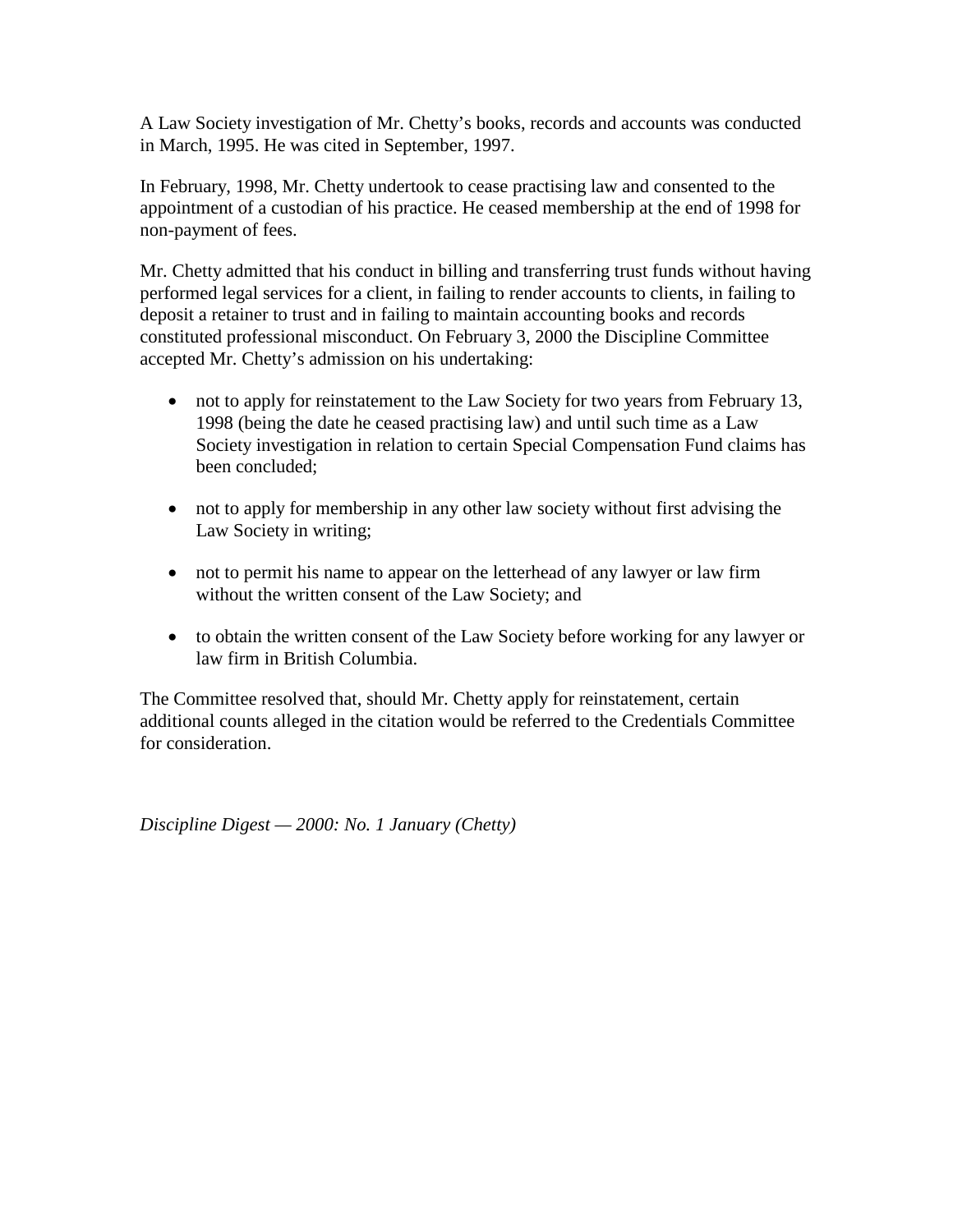A Law Society investigation of Mr. Chetty's books, records and accounts was conducted in March, 1995. He was cited in September, 1997.

In February, 1998, Mr. Chetty undertook to cease practising law and consented to the appointment of a custodian of his practice. He ceased membership at the end of 1998 for non-payment of fees.

Mr. Chetty admitted that his conduct in billing and transferring trust funds without having performed legal services for a client, in failing to render accounts to clients, in failing to deposit a retainer to trust and in failing to maintain accounting books and records constituted professional misconduct. On February 3, 2000 the Discipline Committee accepted Mr. Chetty's admission on his undertaking:

- not to apply for reinstatement to the Law Society for two years from February 13, 1998 (being the date he ceased practising law) and until such time as a Law Society investigation in relation to certain Special Compensation Fund claims has been concluded;

- not to apply for membership in any other law society without first advising the Law Society in writing;

- not to permit his name to appear on the letterhead of any lawyer or law firm without the written consent of the Law Society; and

- to obtain the written consent of the Law Society before working for any lawyer or law firm in British Columbia.

The Committee resolved that, should Mr. Chetty apply for reinstatement, certain additional counts alleged in the citation would be referred to the Credentials Committee for consideration.

*Discipline Digest — 2000: No. 1 January (Chetty)*